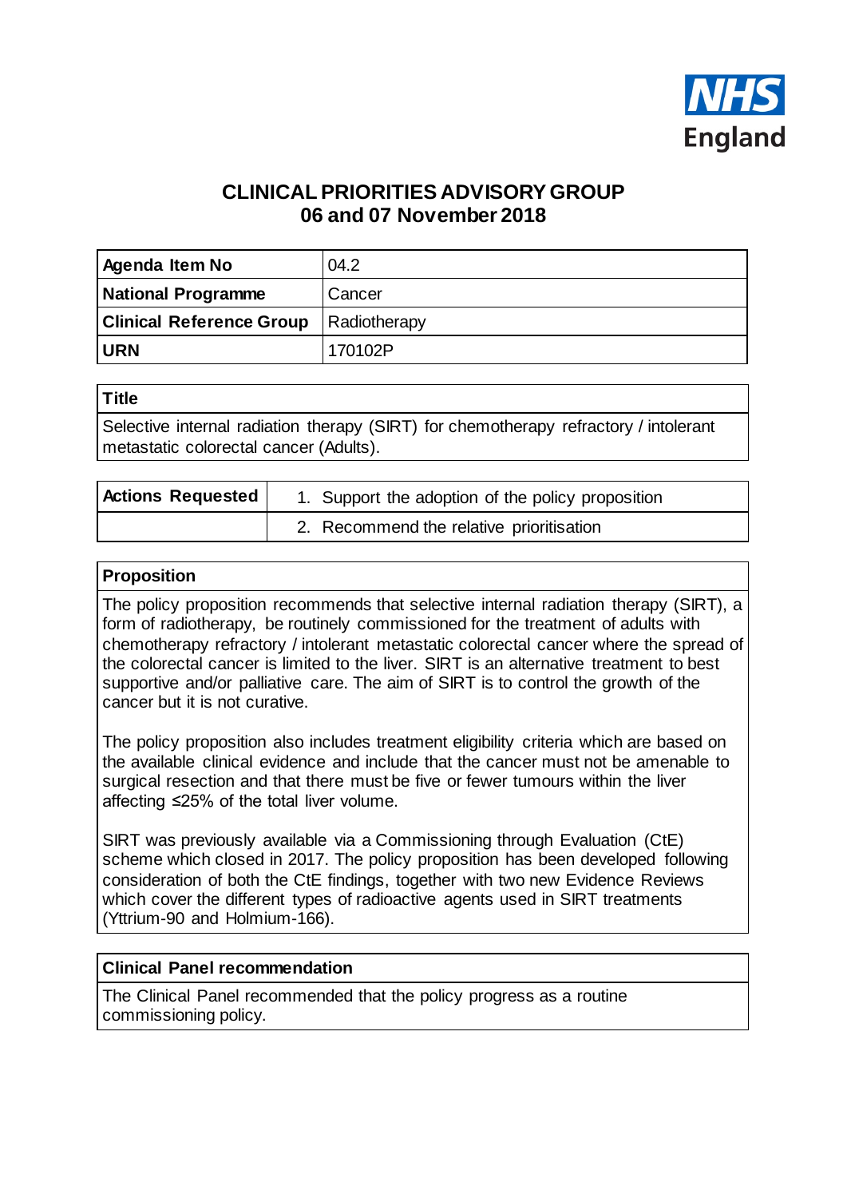NHS England

# CLINICAL PRIORITIES ADVISORY GROUP
## 06 and 07 November 2018

| **Agenda Item No** | 04.2 |
|---|---|
| **National Programme** | Cancer |
| **Clinical Reference Group** | Radiotherapy |
| **URN** | 170102P |

| **Title** |
|---|
| Selective internal radiation therapy (SIRT) for chemotherapy refractory / intolerant metastatic colorectal cancer (Adults). |

| **Actions Requested** | 1. Support the adoption of the policy proposition |
|---|---|
| | 2. Recommend the relative prioritisation |

### Proposition

The policy proposition recommends that selective internal radiation therapy (SIRT), a form of radiotherapy, be routinely commissioned for the treatment of adults with chemotherapy refractory / intolerant metastatic colorectal cancer where the spread of the colorectal cancer is limited to the liver. SIRT is an alternative treatment to best supportive and/or palliative care. The aim of SIRT is to control the growth of the cancer but it is not curative.

The policy proposition also includes treatment eligibility criteria which are based on the available clinical evidence and include that the cancer must not be amenable to surgical resection and that there must be five or fewer tumours within the liver affecting ≤25% of the total liver volume.

SIRT was previously available via a Commissioning through Evaluation (CtE) scheme which closed in 2017. The policy proposition has been developed following consideration of both the CtE findings, together with two new Evidence Reviews which cover the different types of radioactive agents used in SIRT treatments (Yttrium-90 and Holmium-166).

### Clinical Panel recommendation

The Clinical Panel recommended that the policy progress as a routine commissioning policy.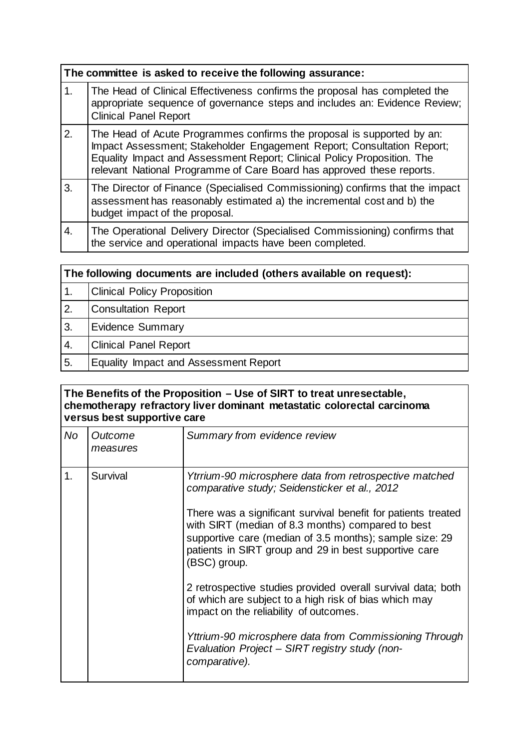| The committee is asked to receive the following assurance: | |
|---|---|
| 1. | The Head of Clinical Effectiveness confirms the proposal has completed the appropriate sequence of governance steps and includes an: Evidence Review; Clinical Panel Report |
| 2. | The Head of Acute Programmes confirms the proposal is supported by an: Impact Assessment; Stakeholder Engagement Report; Consultation Report; Equality Impact and Assessment Report; Clinical Policy Proposition. The relevant National Programme of Care Board has approved these reports. |
| 3. | The Director of Finance (Specialised Commissioning) confirms that the impact assessment has reasonably estimated a) the incremental cost and b) the budget impact of the proposal. |
| 4. | The Operational Delivery Director (Specialised Commissioning) confirms that the service and operational impacts have been completed. |

| The following documents are included (others available on request): | |
|---|---|
| 1. | Clinical Policy Proposition |
| 2. | Consultation Report |
| 3. | Evidence Summary |
| 4. | Clinical Panel Report |
| 5. | Equality Impact and Assessment Report |

| The Benefits of the Proposition – Use of SIRT to treat unresectable, chemotherapy refractory liver dominant metastatic colorectal carcinoma versus best supportive care | | |
|---|---|---|
| *No* | *Outcome measures* | *Summary from evidence review* |
| 1. | Survival | *Ytrrium-90 microsphere data from retrospective matched comparative study; Seidensticker et al., 2012*<br><br>There was a significant survival benefit for patients treated with SIRT (median of 8.3 months) compared to best supportive care (median of 3.5 months); sample size: 29 patients in SIRT group and 29 in best supportive care (BSC) group.<br><br>2 retrospective studies provided overall survival data; both of which are subject to a high risk of bias which may impact on the reliability of outcomes.<br><br>*Yttrium-90 microsphere data from Commissioning Through Evaluation Project – SIRT registry study (non-comparative).* |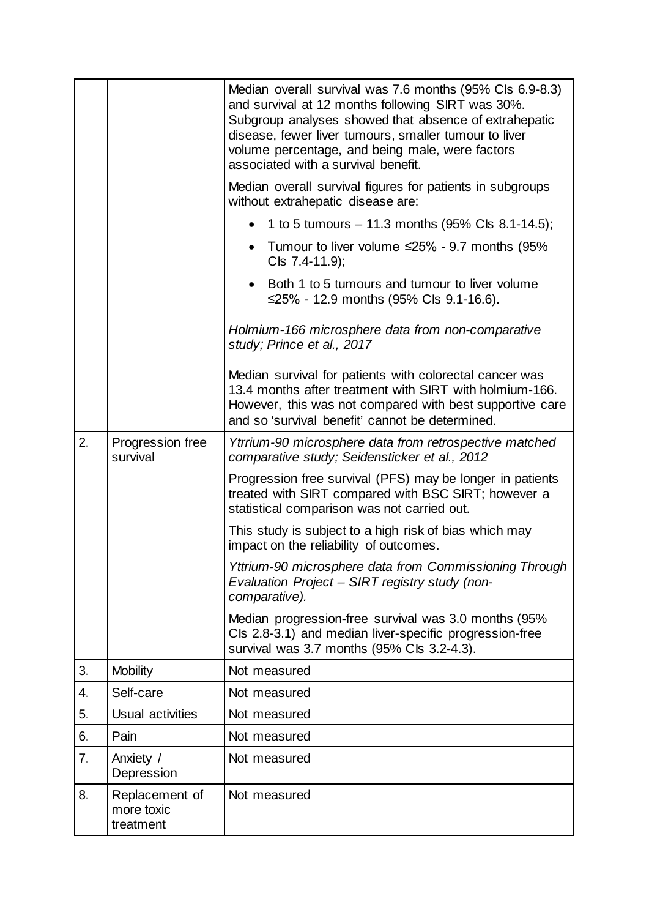| | | |
|---|---|---|
| | | Median overall survival was 7.6 months (95% CIs 6.9-8.3) and survival at 12 months following SIRT was 30%. Subgroup analyses showed that absence of extrahepatic disease, fewer liver tumours, smaller tumour to liver volume percentage, and being male, were factors associated with a survival benefit.<br><br>Median overall survival figures for patients in subgroups without extrahepatic disease are:<br>• 1 to 5 tumours – 11.3 months (95% CIs 8.1-14.5);<br>• Tumour to liver volume ≤25% - 9.7 months (95% CIs 7.4-11.9);<br>• Both 1 to 5 tumours and tumour to liver volume ≤25% - 12.9 months (95% CIs 9.1-16.6).<br><br>*Holmium-166 microsphere data from non-comparative study; Prince et al., 2017*<br><br>Median survival for patients with colorectal cancer was 13.4 months after treatment with SIRT with holmium-166. However, this was not compared with best supportive care and so 'survival benefit' cannot be determined. |
| 2. | Progression free survival | *Ytrrium-90 microsphere data from retrospective matched comparative study; Seidensticker et al., 2012*<br><br>Progression free survival (PFS) may be longer in patients treated with SIRT compared with BSC SIRT; however a statistical comparison was not carried out.<br><br>This study is subject to a high risk of bias which may impact on the reliability of outcomes.<br><br>*Yttrium-90 microsphere data from Commissioning Through Evaluation Project – SIRT registry study (non-comparative).*<br><br>Median progression-free survival was 3.0 months (95% CIs 2.8-3.1) and median liver-specific progression-free survival was 3.7 months (95% CIs 3.2-4.3). |
| 3. | Mobility | Not measured |
| 4. | Self-care | Not measured |
| 5. | Usual activities | Not measured |
| 6. | Pain | Not measured |
| 7. | Anxiety / Depression | Not measured |
| 8. | Replacement of more toxic treatment | Not measured |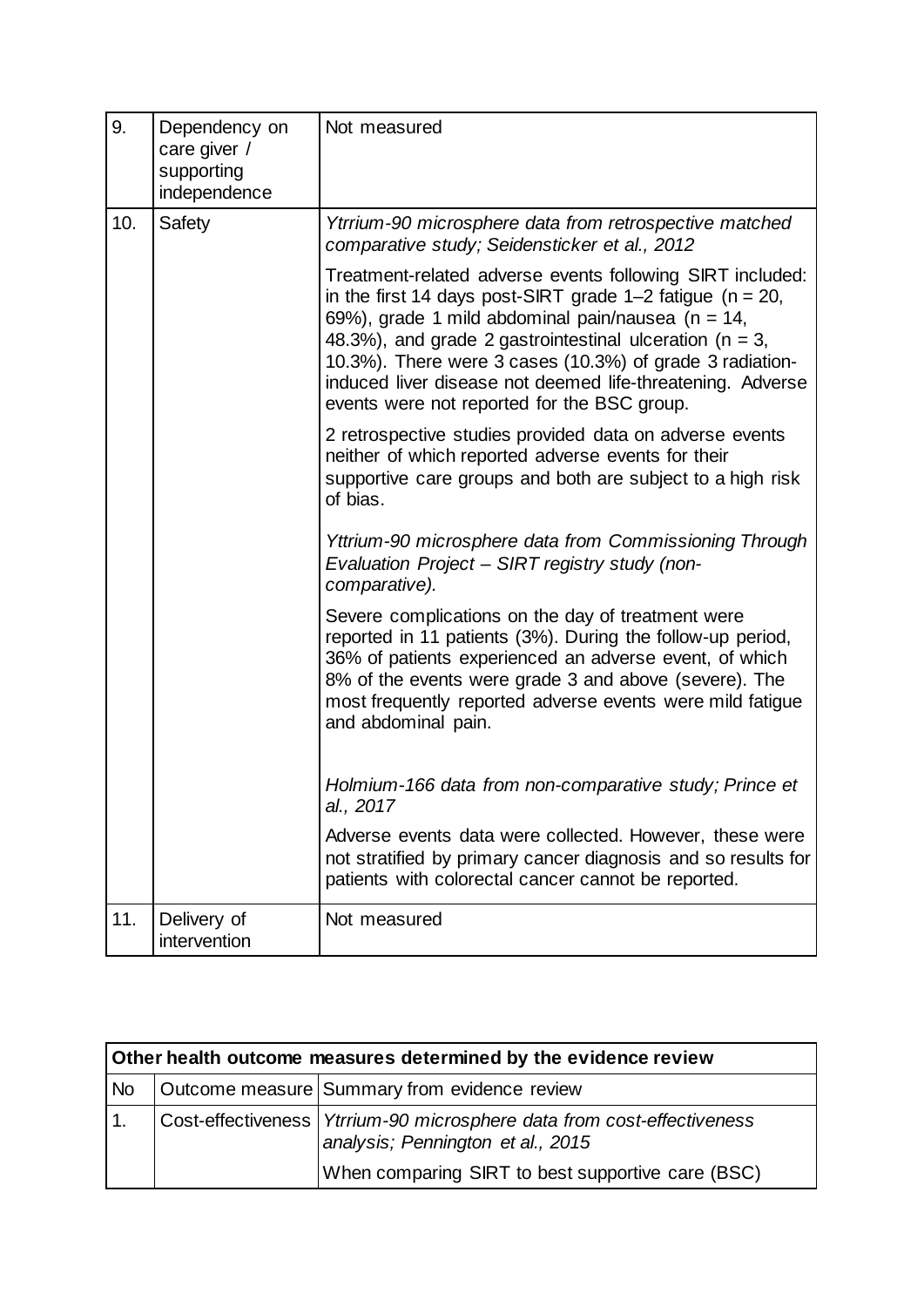| | | |
|---|---|---|
| 9. | Dependency on care giver / supporting independence | Not measured |
| 10. | Safety | *Ytrrium-90 microsphere data from retrospective matched comparative study; Seidensticker et al., 2012*<br><br>Treatment-related adverse events following SIRT included: in the first 14 days post-SIRT grade 1–2 fatigue (n = 20, 69%), grade 1 mild abdominal pain/nausea (n = 14, 48.3%), and grade 2 gastrointestinal ulceration (n = 3, 10.3%). There were 3 cases (10.3%) of grade 3 radiation-induced liver disease not deemed life-threatening. Adverse events were not reported for the BSC group.<br><br>2 retrospective studies provided data on adverse events neither of which reported adverse events for their supportive care groups and both are subject to a high risk of bias.<br><br>*Yttrium-90 microsphere data from Commissioning Through Evaluation Project – SIRT registry study (non-comparative).*<br><br>Severe complications on the day of treatment were reported in 11 patients (3%). During the follow-up period, 36% of patients experienced an adverse event, of which 8% of the events were grade 3 and above (severe). The most frequently reported adverse events were mild fatigue and abdominal pain.<br><br>*Holmium-166 data from non-comparative study; Prince et al., 2017*<br><br>Adverse events data were collected. However, these were not stratified by primary cancer diagnosis and so results for patients with colorectal cancer cannot be reported. |
| 11. | Delivery of intervention | Not measured |

| **Other health outcome measures determined by the evidence review** | | |
|---|---|---|
| No | Outcome measure | Summary from evidence review |
| 1. | Cost-effectiveness | *Ytrrium-90 microsphere data from cost-effectiveness analysis; Pennington et al., 2015*<br><br>When comparing SIRT to best supportive care (BSC) |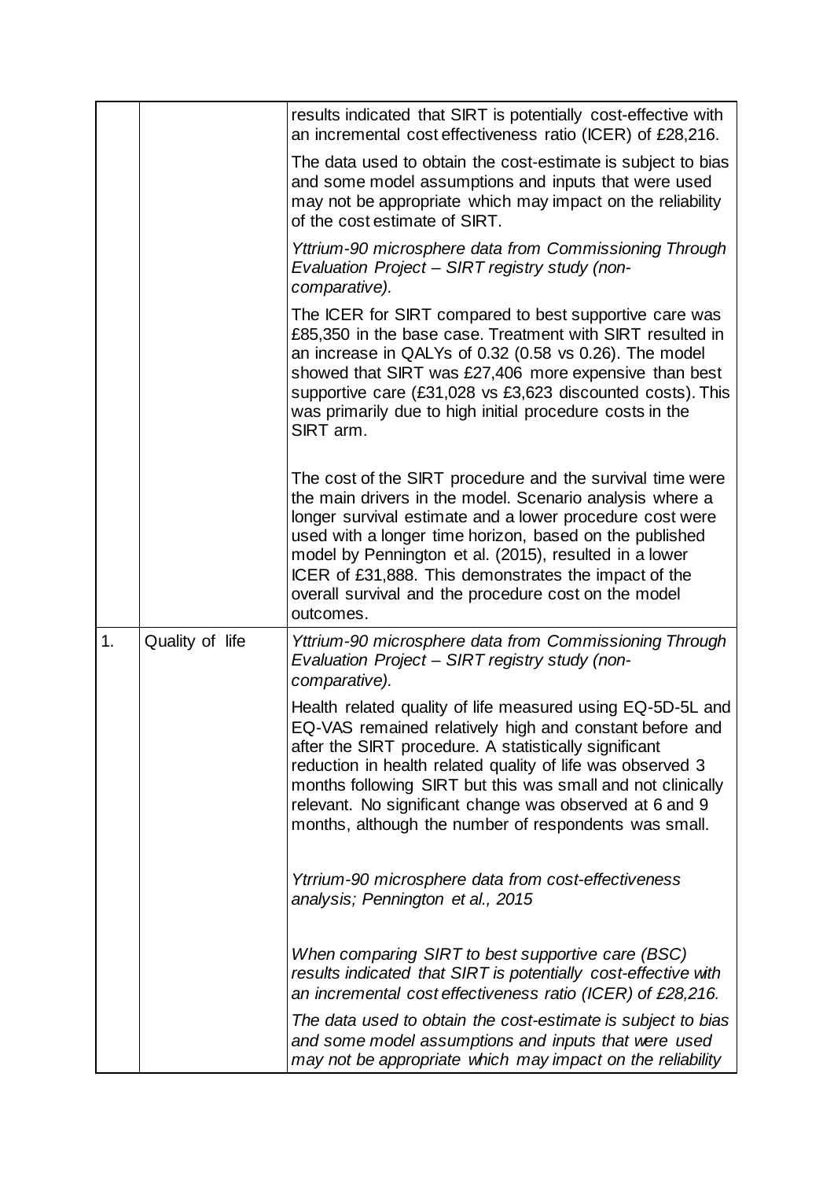| | | |
|---|---|---|
| | | results indicated that SIRT is potentially cost-effective with an incremental cost effectiveness ratio (ICER) of £28,216.<br><br>The data used to obtain the cost-estimate is subject to bias and some model assumptions and inputs that were used may not be appropriate which may impact on the reliability of the cost estimate of SIRT.<br><br>*Yttrium-90 microsphere data from Commissioning Through Evaluation Project – SIRT registry study (non-comparative).*<br><br>The ICER for SIRT compared to best supportive care was £85,350 in the base case. Treatment with SIRT resulted in an increase in QALYs of 0.32 (0.58 vs 0.26). The model showed that SIRT was £27,406 more expensive than best supportive care (£31,028 vs £3,623 discounted costs). This was primarily due to high initial procedure costs in the SIRT arm.<br><br>The cost of the SIRT procedure and the survival time were the main drivers in the model. Scenario analysis where a longer survival estimate and a lower procedure cost were used with a longer time horizon, based on the published model by Pennington et al. (2015), resulted in a lower ICER of £31,888. This demonstrates the impact of the overall survival and the procedure cost on the model outcomes. |
| 1. | Quality of life | *Yttrium-90 microsphere data from Commissioning Through Evaluation Project – SIRT registry study (non-comparative).*<br><br>Health related quality of life measured using EQ-5D-5L and EQ-VAS remained relatively high and constant before and after the SIRT procedure. A statistically significant reduction in health related quality of life was observed 3 months following SIRT but this was small and not clinically relevant. No significant change was observed at 6 and 9 months, although the number of respondents was small.<br><br>*Ytrrium-90 microsphere data from cost-effectiveness analysis; Pennington et al., 2015*<br><br>*When comparing SIRT to best supportive care (BSC) results indicated that SIRT is potentially cost-effective with an incremental cost effectiveness ratio (ICER) of £28,216.*<br><br>*The data used to obtain the cost-estimate is subject to bias and some model assumptions and inputs that were used may not be appropriate which may impact on the reliability* |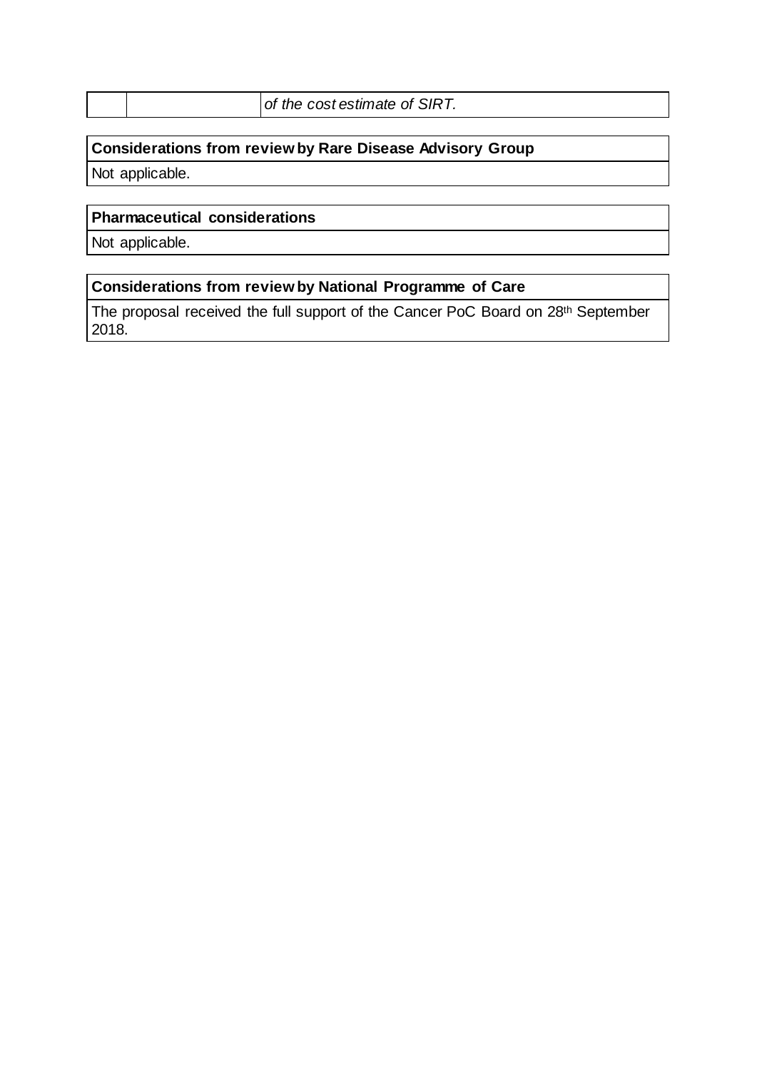| | | |
|---|---|---|
| | | *of the cost estimate of SIRT.* |

| Considerations from review by Rare Disease Advisory Group |
|---|
| Not applicable. |

| Pharmaceutical considerations |
|---|
| Not applicable. |

| Considerations from review by National Programme of Care |
|---|
| The proposal received the full support of the Cancer PoC Board on 28th September 2018. |